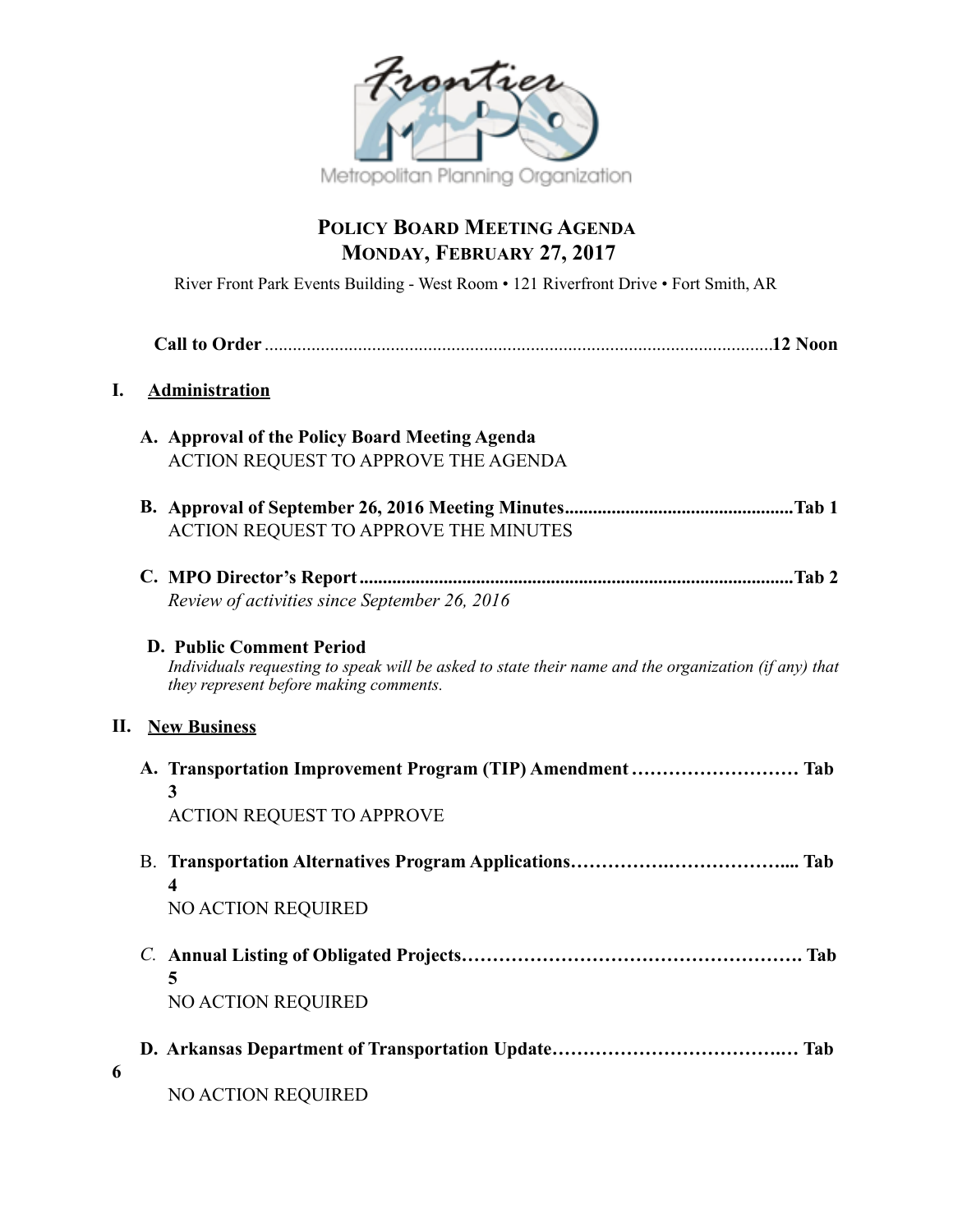Frontier MPO

Metropolitan Planning Organization

# POLICY BOARD MEETING AGENDA
# MONDAY, FEBRUARY 27, 2017

River Front Park Events Building - West Room • 121 Riverfront Drive • Fort Smith, AR

**Call to Order** ............................................................................................................**12 Noon**

## I. Administration

**A. Approval of the Policy Board Meeting Agenda**
ACTION REQUEST TO APPROVE THE AGENDA

**B. Approval of September 26, 2016 Meeting Minutes.................................................Tab 1**
ACTION REQUEST TO APPROVE THE MINUTES

**C. MPO Director's Report.............................................................................................Tab 2**
*Review of activities since September 26, 2016*

**D. Public Comment Period**
*Individuals requesting to speak will be asked to state their name and the organization (if any) that they represent before making comments.*

## II. New Business

**A. Transportation Improvement Program (TIP) Amendment ……………………… Tab 3**
ACTION REQUEST TO APPROVE

B. **Transportation Alternatives Program Applications……………….……………….... Tab 4**
NO ACTION REQUIRED

*C.* **Annual Listing of Obligated Projects…………………………………………………. Tab 5**
NO ACTION REQUIRED

**D. Arkansas Department of Transportation Update…………………………….…… Tab 6**
NO ACTION REQUIRED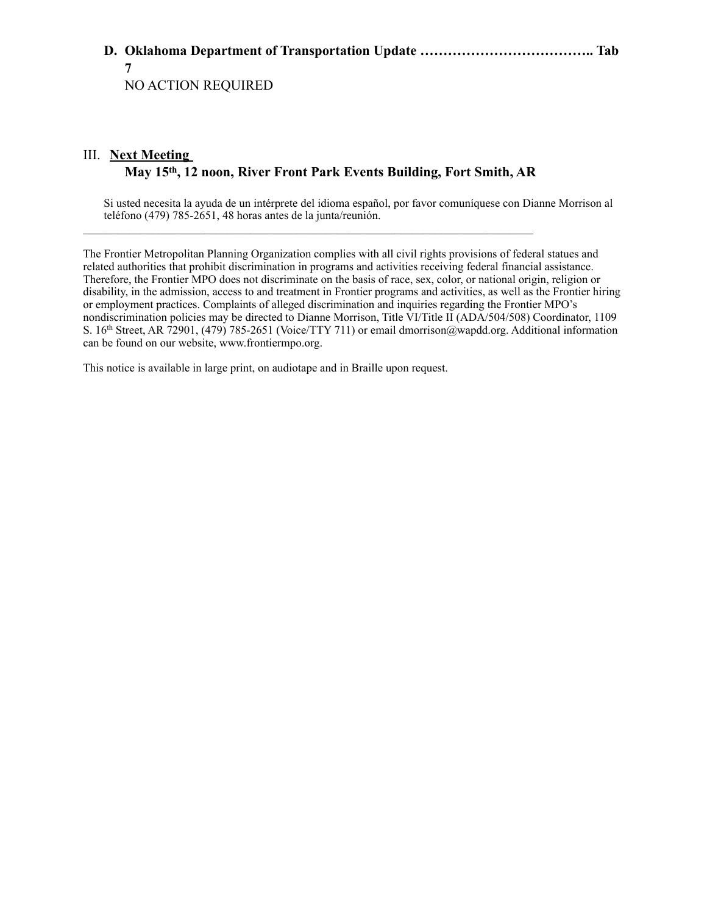**D. Oklahoma Department of Transportation Update ……………………………….. Tab 7**

NO ACTION REQUIRED

III. **Next Meeting**

**May 15th, 12 noon, River Front Park Events Building, Fort Smith, AR**

Si usted necesita la ayuda de un intérprete del idioma español, por favor comuníquese con Dianne Morrison al teléfono (479) 785-2651, 48 horas antes de la junta/reunión.

---

The Frontier Metropolitan Planning Organization complies with all civil rights provisions of federal statues and related authorities that prohibit discrimination in programs and activities receiving federal financial assistance. Therefore, the Frontier MPO does not discriminate on the basis of race, sex, color, or national origin, religion or disability, in the admission, access to and treatment in Frontier programs and activities, as well as the Frontier hiring or employment practices. Complaints of alleged discrimination and inquiries regarding the Frontier MPO's nondiscrimination policies may be directed to Dianne Morrison, Title VI/Title II (ADA/504/508) Coordinator, 1109 S. 16th Street, AR 72901, (479) 785-2651 (Voice/TTY 711) or email dmorrison@wapdd.org. Additional information can be found on our website, www.frontiermpo.org.

This notice is available in large print, on audiotape and in Braille upon request.